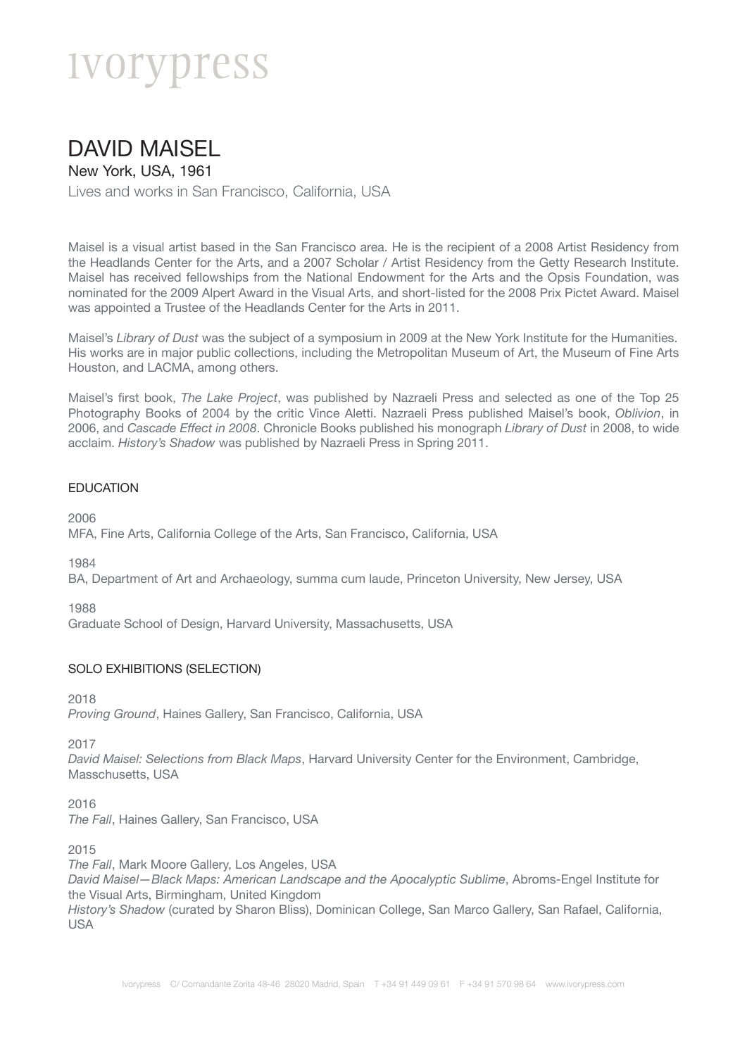# ivorypress

## DAVID MAISEL

New York, USA, 1961

Lives and works in San Francisco, California, USA

Maisel is a visual artist based in the San Francisco area. He is the recipient of a 2008 Artist Residency from the Headlands Center for the Arts, and a 2007 Scholar / Artist Residency from the Getty Research Institute. Maisel has received fellowships from the National Endowment for the Arts and the Opsis Foundation, was nominated for the 2009 Alpert Award in the Visual Arts, and short-listed for the 2008 Prix Pictet Award. Maisel was appointed a Trustee of the Headlands Center for the Arts in 2011.

Maisel's *Library of Dust* was the subject of a symposium in 2009 at the New York Institute for the Humanities. His works are in major public collections, including the Metropolitan Museum of Art, the Museum of Fine Arts Houston, and LACMA, among others.

Maisel's first book, *The Lake Project*, was published by Nazraeli Press and selected as one of the Top 25 Photography Books of 2004 by the critic Vince Aletti. Nazraeli Press published Maisel's book, *Oblivion*, in 2006, and *Cascade Effect in 2008*. Chronicle Books published his monograph *Library of Dust* in 2008, to wide acclaim. *History's Shadow* was published by Nazraeli Press in Spring 2011.

### EDUCATION

2006
MFA, Fine Arts, California College of the Arts, San Francisco, California, USA

1984
BA, Department of Art and Archaeology, summa cum laude, Princeton University, New Jersey, USA

1988
Graduate School of Design, Harvard University, Massachusetts, USA

### SOLO EXHIBITIONS (SELECTION)

2018
*Proving Ground*, Haines Gallery, San Francisco, California, USA

2017
*David Maisel: Selections from Black Maps*, Harvard University Center for the Environment, Cambridge, Masschusetts, USA

2016
*The Fall*, Haines Gallery, San Francisco, USA

2015
*The Fall*, Mark Moore Gallery, Los Angeles, USA
*David Maisel—Black Maps: American Landscape and the Apocalyptic Sublime*, Abroms-Engel Institute for the Visual Arts, Birmingham, United Kingdom
*History's Shadow* (curated by Sharon Bliss), Dominican College, San Marco Gallery, San Rafael, California, USA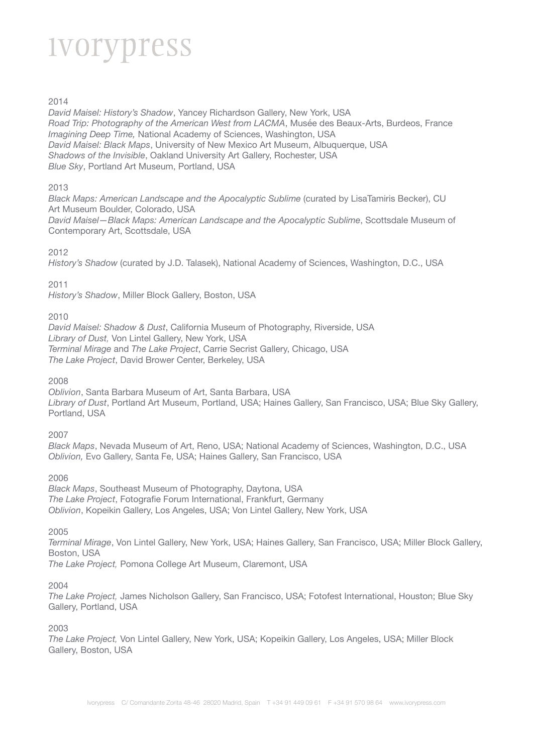2014

*David Maisel: History's Shadow*, Yancey Richardson Gallery, New York, USA
*Road Trip: Photography of the American West from LACMA*, Musée des Beaux-Arts, Burdeos, France
*Imagining Deep Time,* National Academy of Sciences, Washington, USA
*David Maisel: Black Maps*, University of New Mexico Art Museum, Albuquerque, USA
*Shadows of the Invisible*, Oakland University Art Gallery, Rochester, USA
*Blue Sky*, Portland Art Museum, Portland, USA

2013

*Black Maps: American Landscape and the Apocalyptic Sublime* (curated by LisaTamiris Becker), CU Art Museum Boulder, Colorado, USA
*David Maisel—Black Maps: American Landscape and the Apocalyptic Sublime*, Scottsdale Museum of Contemporary Art, Scottsdale, USA

2012

*History's Shadow* (curated by J.D. Talasek), National Academy of Sciences, Washington, D.C., USA

2011

*History's Shadow*, Miller Block Gallery, Boston, USA

2010

*David Maisel: Shadow & Dust*, California Museum of Photography, Riverside, USA
*Library of Dust,* Von Lintel Gallery, New York, USA
*Terminal Mirage* and *The Lake Project*, Carrie Secrist Gallery, Chicago, USA
*The Lake Project*, David Brower Center, Berkeley, USA

2008

*Oblivion*, Santa Barbara Museum of Art, Santa Barbara, USA
*Library of Dust*, Portland Art Museum, Portland, USA; Haines Gallery, San Francisco, USA; Blue Sky Gallery, Portland, USA

2007

*Black Maps*, Nevada Museum of Art, Reno, USA; National Academy of Sciences, Washington, D.C., USA
*Oblivion,* Evo Gallery, Santa Fe, USA; Haines Gallery, San Francisco, USA

2006

*Black Maps*, Southeast Museum of Photography, Daytona, USA
*The Lake Project*, Fotografie Forum International, Frankfurt, Germany
*Oblivion*, Kopeikin Gallery, Los Angeles, USA; Von Lintel Gallery, New York, USA

2005

*Terminal Mirage*, Von Lintel Gallery, New York, USA; Haines Gallery, San Francisco, USA; Miller Block Gallery, Boston, USA
*The Lake Project,* Pomona College Art Museum, Claremont, USA

2004

*The Lake Project,* James Nicholson Gallery, San Francisco, USA; Fotofest International, Houston; Blue Sky Gallery, Portland, USA

2003

*The Lake Project,* Von Lintel Gallery, New York, USA; Kopeikin Gallery, Los Angeles, USA; Miller Block Gallery, Boston, USA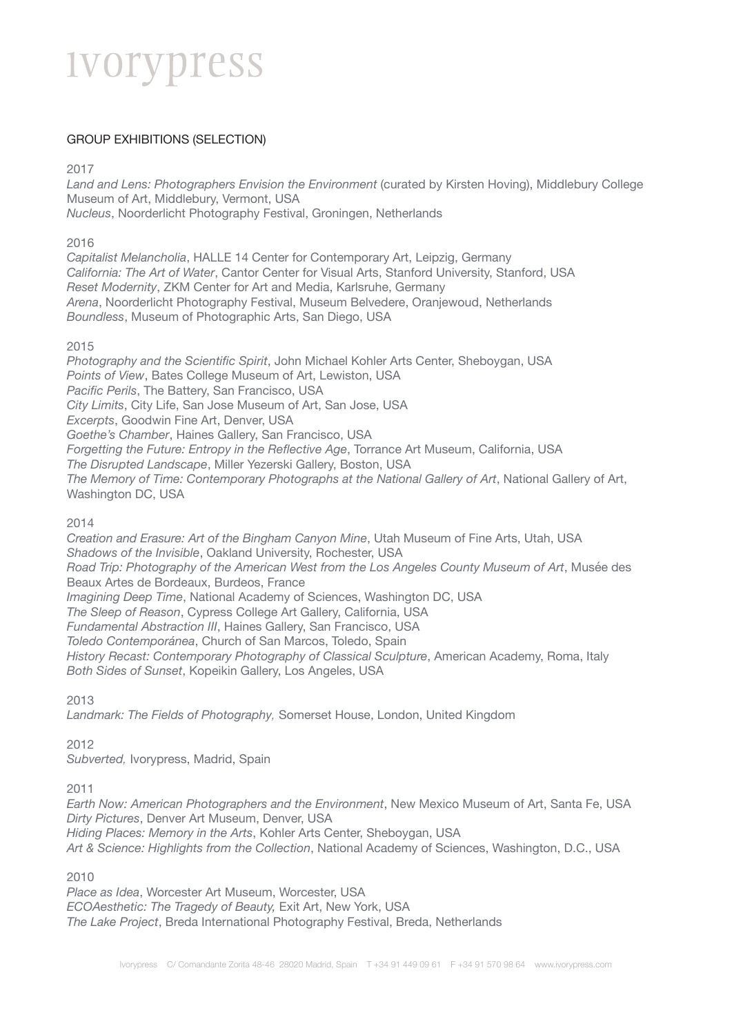## GROUP EXHIBITIONS (SELECTION)

2017

*Land and Lens: Photographers Envision the Environment* (curated by Kirsten Hoving), Middlebury College Museum of Art, Middlebury, Vermont, USA
*Nucleus*, Noorderlicht Photography Festival, Groningen, Netherlands

2016

*Capitalist Melancholia*, HALLE 14 Center for Contemporary Art, Leipzig, Germany
*California: The Art of Water*, Cantor Center for Visual Arts, Stanford University, Stanford, USA
*Reset Modernity*, ZKM Center for Art and Media, Karlsruhe, Germany
*Arena*, Noorderlicht Photography Festival, Museum Belvedere, Oranjewoud, Netherlands
*Boundless*, Museum of Photographic Arts, San Diego, USA

2015

*Photography and the Scientific Spirit*, John Michael Kohler Arts Center, Sheboygan, USA
*Points of View*, Bates College Museum of Art, Lewiston, USA
*Pacific Perils*, The Battery, San Francisco, USA
*City Limits*, City Life, San Jose Museum of Art, San Jose, USA
*Excerpts*, Goodwin Fine Art, Denver, USA
*Goethe's Chamber*, Haines Gallery, San Francisco, USA
*Forgetting the Future: Entropy in the Reflective Age*, Torrance Art Museum, California, USA
*The Disrupted Landscape*, Miller Yezerski Gallery, Boston, USA
*The Memory of Time: Contemporary Photographs at the National Gallery of Art*, National Gallery of Art, Washington DC, USA

2014

*Creation and Erasure: Art of the Bingham Canyon Mine*, Utah Museum of Fine Arts, Utah, USA
*Shadows of the Invisible*, Oakland University, Rochester, USA
*Road Trip: Photography of the American West from the Los Angeles County Museum of Art*, Musée des Beaux Artes de Bordeaux, Burdeos, France
*Imagining Deep Time*, National Academy of Sciences, Washington DC, USA
*The Sleep of Reason*, Cypress College Art Gallery, California, USA
*Fundamental Abstraction III*, Haines Gallery, San Francisco, USA
*Toledo Contemporánea*, Church of San Marcos, Toledo, Spain
*History Recast: Contemporary Photography of Classical Sculpture*, American Academy, Roma, Italy
*Both Sides of Sunset*, Kopeikin Gallery, Los Angeles, USA

2013

*Landmark: The Fields of Photography,* Somerset House, London, United Kingdom

2012

*Subverted,* Ivorypress, Madrid, Spain

2011

*Earth Now: American Photographers and the Environment*, New Mexico Museum of Art, Santa Fe, USA
*Dirty Pictures*, Denver Art Museum, Denver, USA
*Hiding Places: Memory in the Arts*, Kohler Arts Center, Sheboygan, USA
*Art & Science: Highlights from the Collection*, National Academy of Sciences, Washington, D.C., USA

2010

*Place as Idea*, Worcester Art Museum, Worcester, USA
*ECOAesthetic: The Tragedy of Beauty,* Exit Art, New York, USA
*The Lake Project*, Breda International Photography Festival, Breda, Netherlands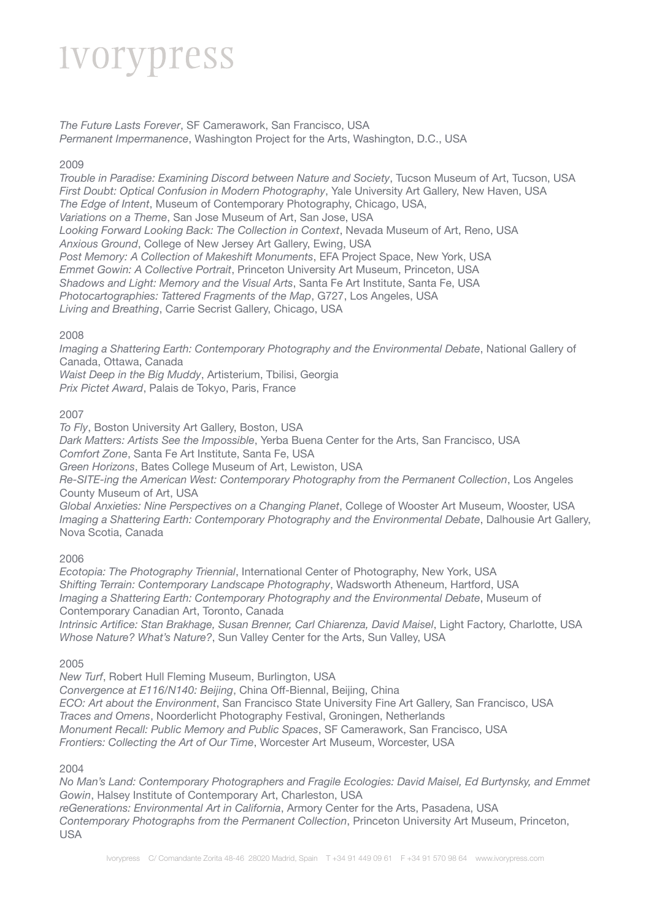*The Future Lasts Forever*, SF Camerawork, San Francisco, USA
*Permanent Impermanence*, Washington Project for the Arts, Washington, D.C., USA

2009

*Trouble in Paradise: Examining Discord between Nature and Society*, Tucson Museum of Art, Tucson, USA
*First Doubt: Optical Confusion in Modern Photography*, Yale University Art Gallery, New Haven, USA
*The Edge of Intent*, Museum of Contemporary Photography, Chicago, USA,
*Variations on a Theme*, San Jose Museum of Art, San Jose, USA
*Looking Forward Looking Back: The Collection in Context*, Nevada Museum of Art, Reno, USA
*Anxious Ground*, College of New Jersey Art Gallery, Ewing, USA
*Post Memory: A Collection of Makeshift Monuments*, EFA Project Space, New York, USA
*Emmet Gowin: A Collective Portrait*, Princeton University Art Museum, Princeton, USA
*Shadows and Light: Memory and the Visual Arts*, Santa Fe Art Institute, Santa Fe, USA
*Photocartographies: Tattered Fragments of the Map*, G727, Los Angeles, USA
*Living and Breathing*, Carrie Secrist Gallery, Chicago, USA

2008

*Imaging a Shattering Earth: Contemporary Photography and the Environmental Debate*, National Gallery of Canada, Ottawa, Canada
*Waist Deep in the Big Muddy*, Artisterium, Tbilisi, Georgia
*Prix Pictet Award*, Palais de Tokyo, Paris, France

2007

*To Fly*, Boston University Art Gallery, Boston, USA
*Dark Matters: Artists See the Impossible*, Yerba Buena Center for the Arts, San Francisco, USA
*Comfort Zone*, Santa Fe Art Institute, Santa Fe, USA
*Green Horizons*, Bates College Museum of Art, Lewiston, USA
*Re-SITE-ing the American West: Contemporary Photography from the Permanent Collection*, Los Angeles County Museum of Art, USA
*Global Anxieties: Nine Perspectives on a Changing Planet*, College of Wooster Art Museum, Wooster, USA
*Imaging a Shattering Earth: Contemporary Photography and the Environmental Debate*, Dalhousie Art Gallery, Nova Scotia, Canada

2006

*Ecotopia: The Photography Triennial*, International Center of Photography, New York, USA
*Shifting Terrain: Contemporary Landscape Photography*, Wadsworth Atheneum, Hartford, USA
*Imaging a Shattering Earth: Contemporary Photography and the Environmental Debate*, Museum of Contemporary Canadian Art, Toronto, Canada
*Intrinsic Artifice: Stan Brakhage, Susan Brenner, Carl Chiarenza, David Maisel*, Light Factory, Charlotte, USA
*Whose Nature? What's Nature?*, Sun Valley Center for the Arts, Sun Valley, USA

2005

*New Turf*, Robert Hull Fleming Museum, Burlington, USA
*Convergence at E116/N140: Beijing*, China Off-Biennal, Beijing, China
*ECO: Art about the Environment*, San Francisco State University Fine Art Gallery, San Francisco, USA
*Traces and Omens*, Noorderlicht Photography Festival, Groningen, Netherlands
*Monument Recall: Public Memory and Public Spaces*, SF Camerawork, San Francisco, USA
*Frontiers: Collecting the Art of Our Time*, Worcester Art Museum, Worcester, USA

2004

*No Man's Land: Contemporary Photographers and Fragile Ecologies: David Maisel, Ed Burtynsky, and Emmet Gowin*, Halsey Institute of Contemporary Art, Charleston, USA
*reGenerations: Environmental Art in California*, Armory Center for the Arts, Pasadena, USA
*Contemporary Photographs from the Permanent Collection*, Princeton University Art Museum, Princeton, USA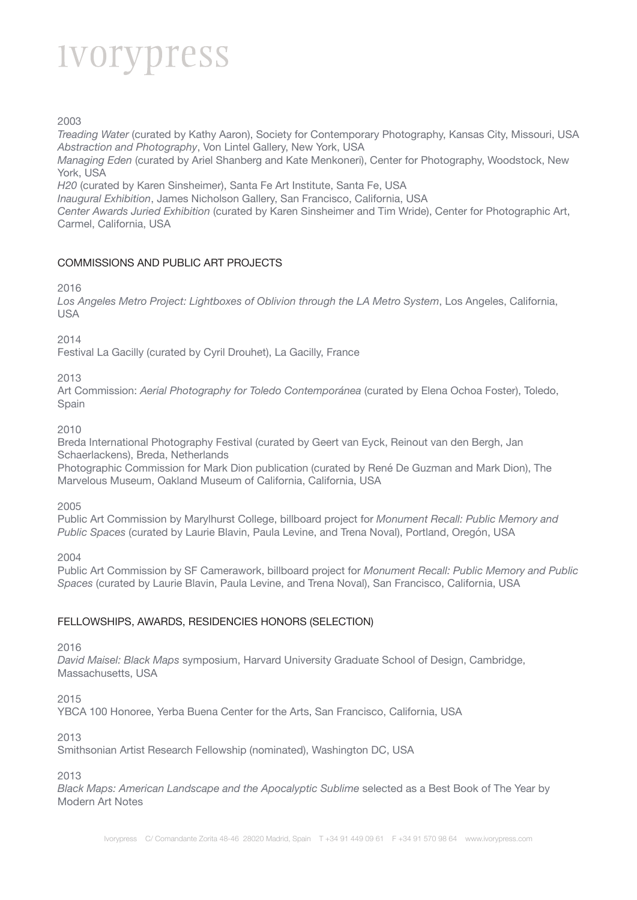2003

*Treading Water* (curated by Kathy Aaron), Society for Contemporary Photography, Kansas City, Missouri, USA
*Abstraction and Photography*, Von Lintel Gallery, New York, USA
*Managing Eden* (curated by Ariel Shanberg and Kate Menkoneri), Center for Photography, Woodstock, New York, USA
*H20* (curated by Karen Sinsheimer), Santa Fe Art Institute, Santa Fe, USA
*Inaugural Exhibition*, James Nicholson Gallery, San Francisco, California, USA
*Center Awards Juried Exhibition* (curated by Karen Sinsheimer and Tim Wride), Center for Photographic Art, Carmel, California, USA

## COMMISSIONS AND PUBLIC ART PROJECTS

2016

*Los Angeles Metro Project: Lightboxes of Oblivion through the LA Metro System*, Los Angeles, California, USA

2014

Festival La Gacilly (curated by Cyril Drouhet), La Gacilly, France

2013

Art Commission: *Aerial Photography for Toledo Contemporánea* (curated by Elena Ochoa Foster), Toledo, Spain

2010

Breda International Photography Festival (curated by Geert van Eyck, Reinout van den Bergh, Jan Schaerlackens), Breda, Netherlands
Photographic Commission for Mark Dion publication (curated by René De Guzman and Mark Dion), The Marvelous Museum, Oakland Museum of California, California, USA

2005

Public Art Commission by Marylhurst College, billboard project for *Monument Recall: Public Memory and Public Spaces* (curated by Laurie Blavin, Paula Levine, and Trena Noval), Portland, Oregón, USA

2004

Public Art Commission by SF Camerawork, billboard project for *Monument Recall: Public Memory and Public Spaces* (curated by Laurie Blavin, Paula Levine, and Trena Noval), San Francisco, California, USA

## FELLOWSHIPS, AWARDS, RESIDENCIES HONORS (SELECTION)

2016

*David Maisel: Black Maps* symposium, Harvard University Graduate School of Design, Cambridge, Massachusetts, USA

2015

YBCA 100 Honoree, Yerba Buena Center for the Arts, San Francisco, California, USA

2013

Smithsonian Artist Research Fellowship (nominated), Washington DC, USA

2013

*Black Maps: American Landscape and the Apocalyptic Sublime* selected as a Best Book of The Year by Modern Art Notes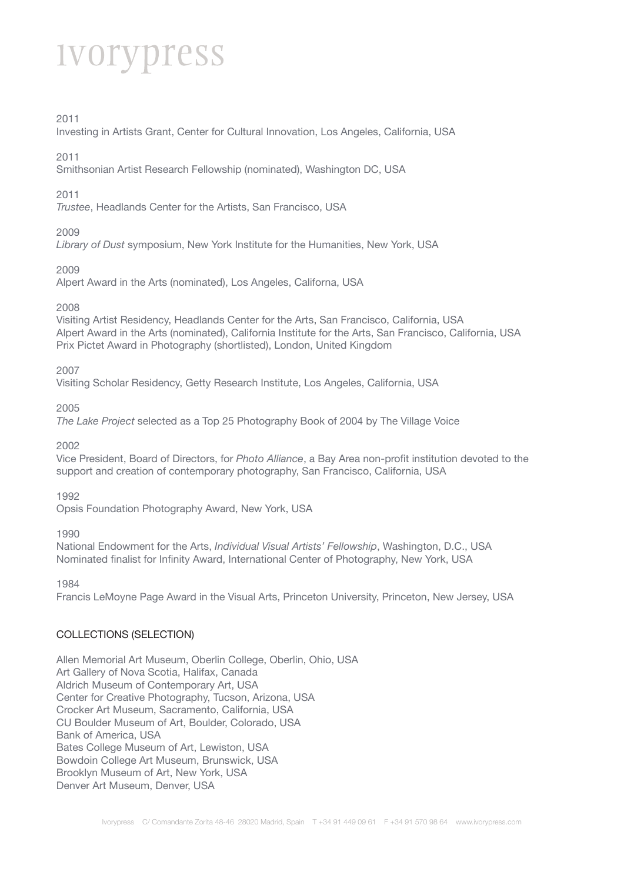2011

Investing in Artists Grant, Center for Cultural Innovation, Los Angeles, California, USA

2011

Smithsonian Artist Research Fellowship (nominated), Washington DC, USA

2011

*Trustee*, Headlands Center for the Artists, San Francisco, USA

2009

*Library of Dust* symposium, New York Institute for the Humanities, New York, USA

2009

Alpert Award in the Arts (nominated), Los Angeles, Californa, USA

2008

Visiting Artist Residency, Headlands Center for the Arts, San Francisco, California, USA
Alpert Award in the Arts (nominated), California Institute for the Arts, San Francisco, California, USA
Prix Pictet Award in Photography (shortlisted), London, United Kingdom

2007

Visiting Scholar Residency, Getty Research Institute, Los Angeles, California, USA

2005

*The Lake Project* selected as a Top 25 Photography Book of 2004 by The Village Voice

2002

Vice President, Board of Directors, for *Photo Alliance*, a Bay Area non-profit institution devoted to the support and creation of contemporary photography, San Francisco, California, USA

1992

Opsis Foundation Photography Award, New York, USA

1990

National Endowment for the Arts, *Individual Visual Artists' Fellowship*, Washington, D.C., USA
Nominated finalist for Infinity Award, International Center of Photography, New York, USA

1984

Francis LeMoyne Page Award in the Visual Arts, Princeton University, Princeton, New Jersey, USA

## COLLECTIONS (SELECTION)

Allen Memorial Art Museum, Oberlin College, Oberlin, Ohio, USA
Art Gallery of Nova Scotia, Halifax, Canada
Aldrich Museum of Contemporary Art, USA
Center for Creative Photography, Tucson, Arizona, USA
Crocker Art Museum, Sacramento, California, USA
CU Boulder Museum of Art, Boulder, Colorado, USA
Bank of America, USA
Bates College Museum of Art, Lewiston, USA
Bowdoin College Art Museum, Brunswick, USA
Brooklyn Museum of Art, New York, USA
Denver Art Museum, Denver, USA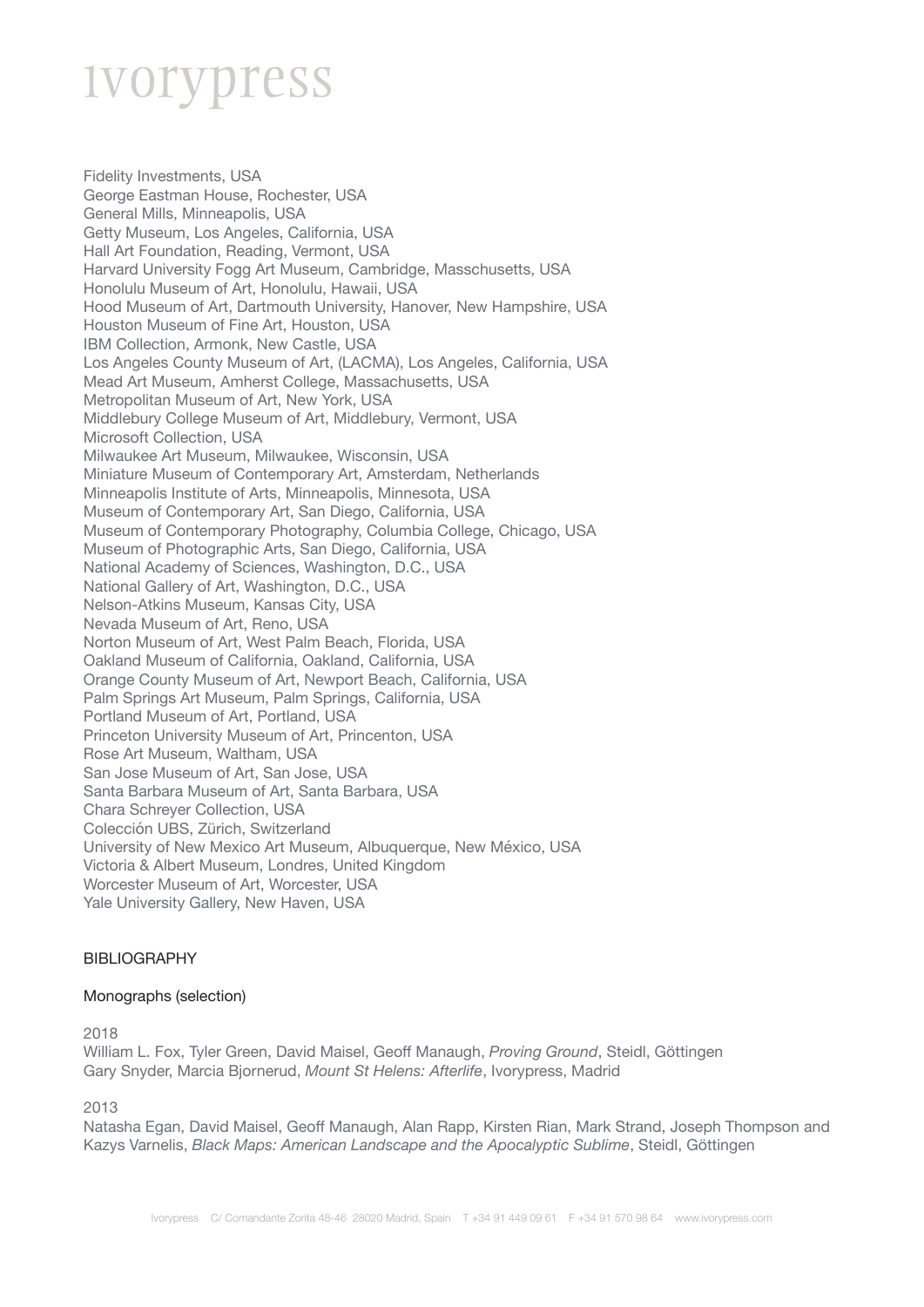Fidelity Investments, USA
George Eastman House, Rochester, USA
General Mills, Minneapolis, USA
Getty Museum, Los Angeles, California, USA
Hall Art Foundation, Reading, Vermont, USA
Harvard University Fogg Art Museum, Cambridge, Masschusetts, USA
Honolulu Museum of Art, Honolulu, Hawaii, USA
Hood Museum of Art, Dartmouth University, Hanover, New Hampshire, USA
Houston Museum of Fine Art, Houston, USA
IBM Collection, Armonk, New Castle, USA
Los Angeles County Museum of Art, (LACMA), Los Angeles, California, USA
Mead Art Museum, Amherst College, Massachusetts, USA
Metropolitan Museum of Art, New York, USA
Middlebury College Museum of Art, Middlebury, Vermont, USA
Microsoft Collection, USA
Milwaukee Art Museum, Milwaukee, Wisconsin, USA
Miniature Museum of Contemporary Art, Amsterdam, Netherlands
Minneapolis Institute of Arts, Minneapolis, Minnesota, USA
Museum of Contemporary Art, San Diego, California, USA
Museum of Contemporary Photography, Columbia College, Chicago, USA
Museum of Photographic Arts, San Diego, California, USA
National Academy of Sciences, Washington, D.C., USA
National Gallery of Art, Washington, D.C., USA
Nelson-Atkins Museum, Kansas City, USA
Nevada Museum of Art, Reno, USA
Norton Museum of Art, West Palm Beach, Florida, USA
Oakland Museum of California, Oakland, California, USA
Orange County Museum of Art, Newport Beach, California, USA
Palm Springs Art Museum, Palm Springs, California, USA
Portland Museum of Art, Portland, USA
Princeton University Museum of Art, Princenton, USA
Rose Art Museum, Waltham, USA
San Jose Museum of Art, San Jose, USA
Santa Barbara Museum of Art, Santa Barbara, USA
Chara Schreyer Collection, USA
Colección UBS, Zürich, Switzerland
University of New Mexico Art Museum, Albuquerque, New México, USA
Victoria & Albert Museum, Londres, United Kingdom
Worcester Museum of Art, Worcester, USA
Yale University Gallery, New Haven, USA

## BIBLIOGRAPHY

### Monographs (selection)

2018

William L. Fox, Tyler Green, David Maisel, Geoff Manaugh, *Proving Ground*, Steidl, Göttingen
Gary Snyder, Marcia Bjornerud, *Mount St Helens: Afterlife*, Ivorypress, Madrid

2013

Natasha Egan, David Maisel, Geoff Manaugh, Alan Rapp, Kirsten Rian, Mark Strand, Joseph Thompson and Kazys Varnelis, *Black Maps: American Landscape and the Apocalyptic Sublime*, Steidl, Göttingen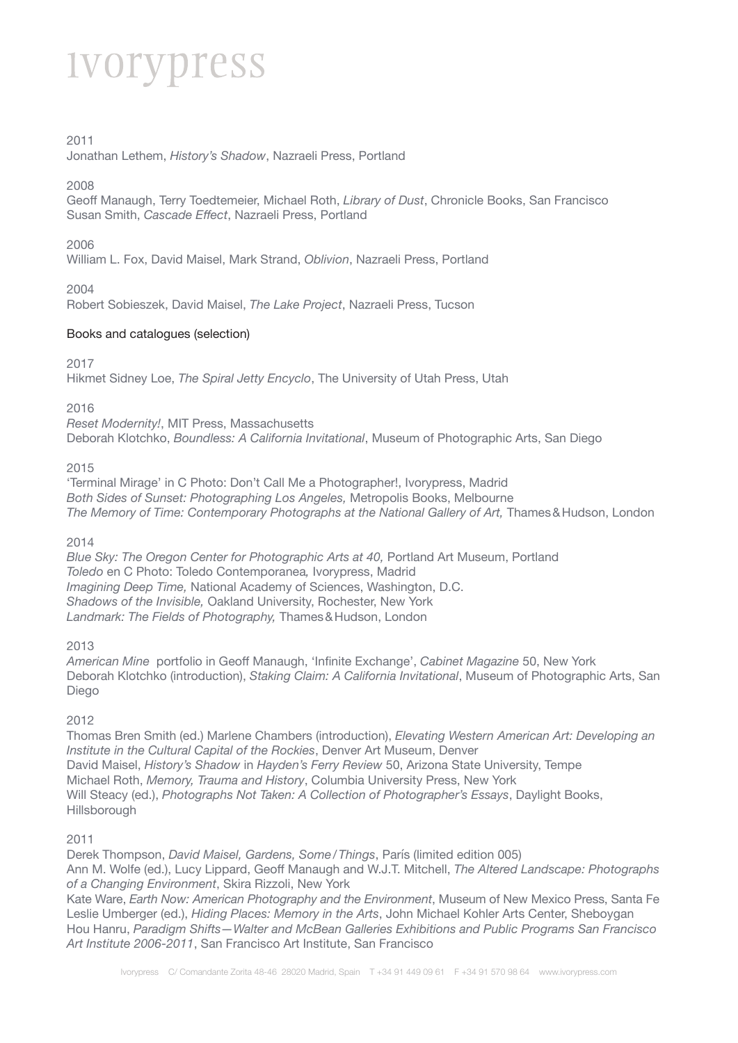2011

Jonathan Lethem, *History's Shadow*, Nazraeli Press, Portland

2008

Geoff Manaugh, Terry Toedtemeier, Michael Roth, *Library of Dust*, Chronicle Books, San Francisco
Susan Smith, *Cascade Effect*, Nazraeli Press, Portland

2006

William L. Fox, David Maisel, Mark Strand, *Oblivion*, Nazraeli Press, Portland

2004

Robert Sobieszek, David Maisel, *The Lake Project*, Nazraeli Press, Tucson

Books and catalogues (selection)

2017

Hikmet Sidney Loe, *The Spiral Jetty Encyclo*, The University of Utah Press, Utah

2016

*Reset Modernity!*, MIT Press, Massachusetts
Deborah Klotchko, *Boundless: A California Invitational*, Museum of Photographic Arts, San Diego

2015

'Terminal Mirage' in C Photo: Don't Call Me a Photographer!, Ivorypress, Madrid
*Both Sides of Sunset: Photographing Los Angeles,* Metropolis Books, Melbourne
*The Memory of Time: Contemporary Photographs at the National Gallery of Art,* Thames & Hudson, London

2014

*Blue Sky: The Oregon Center for Photographic Arts at 40,* Portland Art Museum, Portland
*Toledo* en C Photo: Toledo Contemporanea*,* Ivorypress, Madrid
*Imagining Deep Time,* National Academy of Sciences, Washington, D.C.
*Shadows of the Invisible,* Oakland University, Rochester, New York
*Landmark: The Fields of Photography,* Thames & Hudson, London

2013

*American Mine* portfolio in Geoff Manaugh, 'Infinite Exchange', *Cabinet Magazine* 50, New York
Deborah Klotchko (introduction), *Staking Claim: A California Invitational*, Museum of Photographic Arts, San Diego

2012

Thomas Bren Smith (ed.) Marlene Chambers (introduction), *Elevating Western American Art: Developing an Institute in the Cultural Capital of the Rockies*, Denver Art Museum, Denver
David Maisel, *History's Shadow* in *Hayden's Ferry Review* 50, Arizona State University, Tempe
Michael Roth, *Memory, Trauma and History*, Columbia University Press, New York
Will Steacy (ed.), *Photographs Not Taken: A Collection of Photographer's Essays*, Daylight Books, Hillsborough

2011

Derek Thompson, *David Maisel, Gardens, Some / Things*, París (limited edition 005)
Ann M. Wolfe (ed.), Lucy Lippard, Geoff Manaugh and W.J.T. Mitchell, *The Altered Landscape: Photographs of a Changing Environment*, Skira Rizzoli, New York
Kate Ware, *Earth Now: American Photography and the Environment*, Museum of New Mexico Press, Santa Fe
Leslie Umberger (ed.), *Hiding Places: Memory in the Arts*, John Michael Kohler Arts Center, Sheboygan
Hou Hanru, *Paradigm Shifts—Walter and McBean Galleries Exhibitions and Public Programs San Francisco Art Institute 2006-2011*, San Francisco Art Institute, San Francisco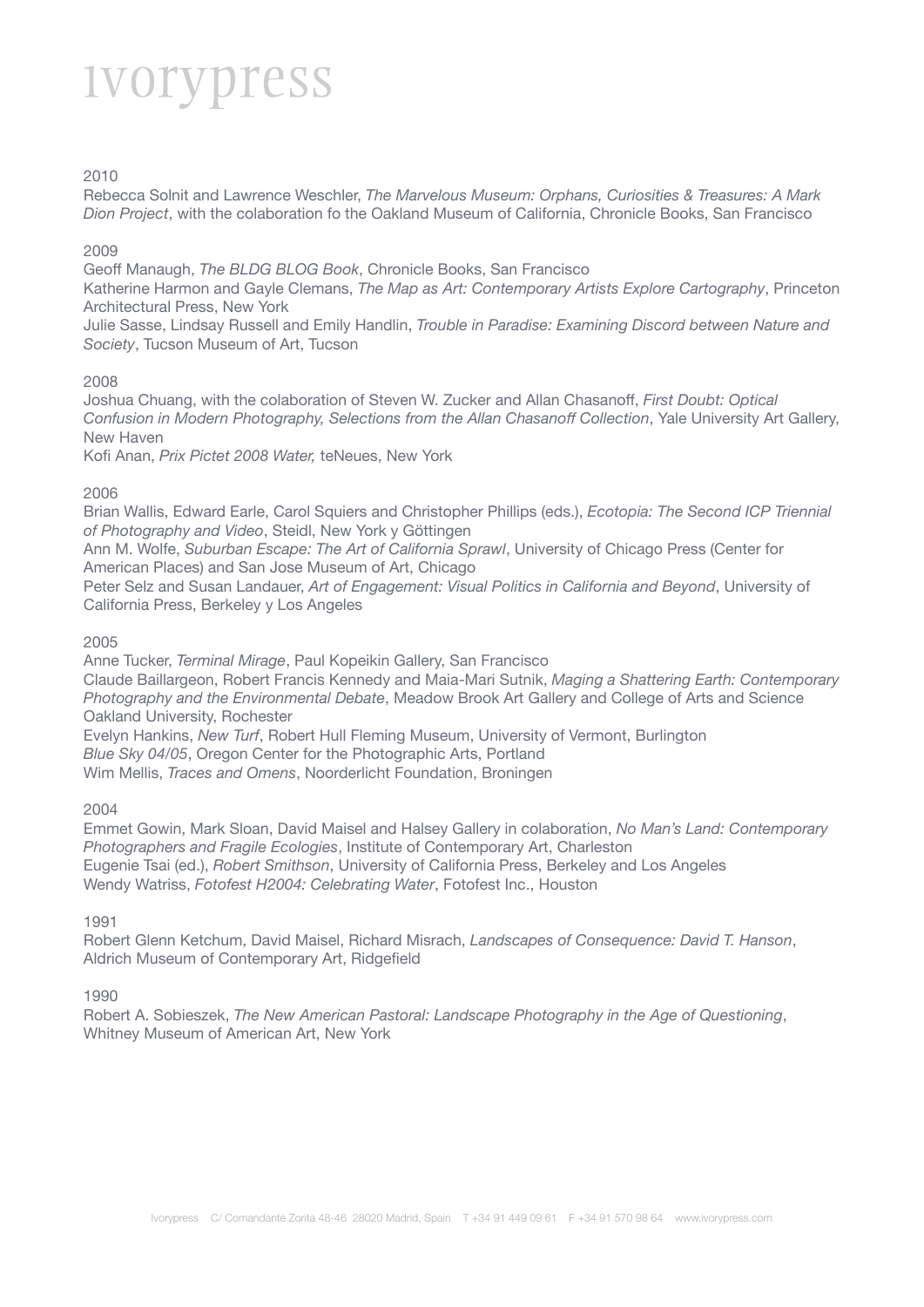2010

Rebecca Solnit and Lawrence Weschler, *The Marvelous Museum: Orphans, Curiosities & Treasures: A Mark Dion Project*, with the colaboration fo the Oakland Museum of California, Chronicle Books, San Francisco

2009

Geoff Manaugh, *The BLDG BLOG Book*, Chronicle Books, San Francisco

Katherine Harmon and Gayle Clemans, *The Map as Art: Contemporary Artists Explore Cartography*, Princeton Architectural Press, New York

Julie Sasse, Lindsay Russell and Emily Handlin, *Trouble in Paradise: Examining Discord between Nature and Society*, Tucson Museum of Art, Tucson

2008

Joshua Chuang, with the colaboration of Steven W. Zucker and Allan Chasanoff, *First Doubt: Optical Confusion in Modern Photography, Selections from the Allan Chasanoff Collection*, Yale University Art Gallery, New Haven

Kofi Anan, *Prix Pictet 2008 Water,* teNeues, New York

2006

Brian Wallis, Edward Earle, Carol Squiers and Christopher Phillips (eds.), *Ecotopia: The Second ICP Triennial of Photography and Video*, Steidl, New York y Göttingen

Ann M. Wolfe, *Suburban Escape: The Art of California Sprawl*, University of Chicago Press (Center for American Places) and San Jose Museum of Art, Chicago

Peter Selz and Susan Landauer, *Art of Engagement: Visual Politics in California and Beyond*, University of California Press, Berkeley y Los Angeles

2005

Anne Tucker, *Terminal Mirage*, Paul Kopeikin Gallery, San Francisco

Claude Baillargeon, Robert Francis Kennedy and Maia-Mari Sutnik, *Maging a Shattering Earth: Contemporary Photography and the Environmental Debate*, Meadow Brook Art Gallery and College of Arts and Science Oakland University, Rochester

Evelyn Hankins, *New Turf*, Robert Hull Fleming Museum, University of Vermont, Burlington

*Blue Sky 04/05*, Oregon Center for the Photographic Arts, Portland

Wim Mellis, *Traces and Omens*, Noorderlicht Foundation, Broningen

2004

Emmet Gowin, Mark Sloan, David Maisel and Halsey Gallery in colaboration, *No Man's Land: Contemporary Photographers and Fragile Ecologies*, Institute of Contemporary Art, Charleston

Eugenie Tsai (ed.), *Robert Smithson*, University of California Press, Berkeley and Los Angeles

Wendy Watriss, *Fotofest H2004: Celebrating Water*, Fotofest Inc., Houston

1991

Robert Glenn Ketchum, David Maisel, Richard Misrach, *Landscapes of Consequence: David T. Hanson*, Aldrich Museum of Contemporary Art, Ridgefield

1990

Robert A. Sobieszek, *The New American Pastoral: Landscape Photography in the Age of Questioning*, Whitney Museum of American Art, New York